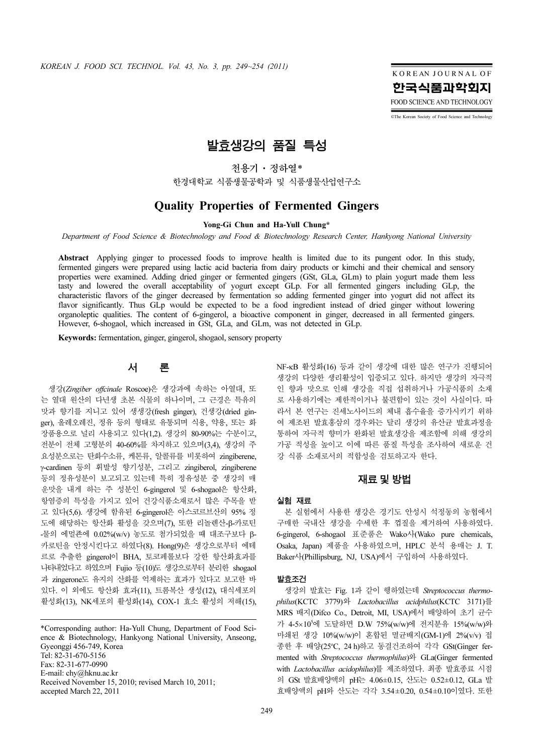# 발효생강의 품질 특성

천용기 · 정하열*

한경대학교 식품생물공학과 및 식품생물산업연구소

# Quality Properties of Fermented Gingers

**Yong-Gi Chun and Ha-Yull Chung***

*Department of Food Science & Biotechnology and Food & Biotechnology Research Center, Hankyong National University*

**Abstract** Applying ginger to processed foods to improve health is limited due to its pungent odor. In this study, fermented gingers were prepared using lactic acid bacteria from dairy products or kimchi and their chemical and sensory properties were examined. Adding dried ginger or fermented gingers (GSt, GLa, GLm) to plain yogurt made them less tasty and lowered the overall acceptability of yogurt except GLp. For all fermented gingers including GLp, the characteristic flavors of the ginger decreased by fermentation so adding fermented ginger into yogurt did not affect its flavor significantly. Thus GLp would be expected to be a food ingredient instead of dried ginger without lowering organoleptic qualities. The content of 6-gingerol, a bioactive component in ginger, decreased in all fermented gingers. However, 6-shogaol, which increased in GSt, GLa, and GLm, was not detected in GLp.

**Keywords:** fermentation, ginger, gingerol, shogaol, sensory property

## 서 론

생강(*Zingiber offcinale* Roscoe)은 생강과에 속하는 아열대, 또는 열대 원산의 다년생 초본 식물의 하나이며, 그 근경은 특유의 맛과 향기를 지니고 있어 생생강(fresh ginger), 건생강(dried ginger), 올레오레진, 정유 등의 형태로 유통되며 식용, 약용, 또는 화장품용으로 널리 사용되고 있다(1,2). 생강의 80-90%는 수분이고, 전분이 전체 고형분의 40-60%를 차지하고 있으며(3,4), 생강의 주요성분으로는 탄화수소류, 케톤류, 알콜류를 비롯하여 zingiberene, γ-cardinen 등의 휘발성 향기성분, 그리고 zingiberol, zingiberene 등의 정유성분이 보고되고 있는데 특히 정유성분 중 생강의 매운맛을 내게 하는 주 성분인 6-gingerol 및 6-shogaol은 항산화, 항염증의 특성을 가지고 있어 건강식품소재로서 많은 주목을 받고 있다(5,6). 생강에 함유된 6-gingerol은 아스코르브산의 95% 정도에 해당하는 항산화 활성을 갖으며(7), 또한 리놀렌산-β-카로틴-물의 에멀죤에 0.02%(w/v) 농도로 첨가되었을 때 대조구보다 β-카로틴을 안정시킨다고 하였다(8). Hong(9)은 생강으로부터 에테르로 추출한 gingerol이 BHA, 토코페롤보다 강한 항산화효과를 나타내었다고 하였으며 Fujio 등(10)도 생강으로부터 분리한 shogaol과 zingerone도 유지의 산화를 억제하는 효과가 있다고 보고한 바 있다. 이 외에도 항산화 효과(11), 트롬복산 생성(12), 대식세포의 활성화(13), NK세포의 활성화(14), COX-1 효소 활성의 저해(15), NF-κB 활성화(16) 등과 같이 생강에 대한 많은 연구가 진행되어 생강의 다양한 생리활성이 입증되고 있다. 하지만 생강의 자극적인 향과 맛으로 인해 생강을 직접 섭취하거나 가공식품의 소재로 사용하기에는 제한적이거나 불편함이 있는 것이 사실이다. 따라서 본 연구는 진세노사이드의 체내 흡수율을 증가시키기 위하여 제조된 발효홍삼의 경우와는 달리 생강의 유산균 발효과정을 통하여 자극적 향미가 완화된 발효생강을 제조함에 의해 생강의 가공 적성을 높이고 이에 따른 품질 특성을 조사하여 새로운 건강 식품 소재로서의 적합성을 검토하고자 한다.

## 재료 및 방법

### 실험 재료

본 실험에서 사용한 생강은 경기도 안성시 석정동의 농협에서 구매한 국내산 생강을 수세한 후 껍질을 제거하여 사용하였다. 6-gingerol, 6-shogaol 표준품은 Wako사(Wako pure chemicals, Osaka, Japan) 제품을 사용하였으며, HPLC 분석 용매는 J. T. Baker사(Phillipsburg, NJ, USA)에서 구입하여 사용하였다.

### 발효조건

생강의 발효는 Fig. 1과 같이 행하였는데 *Streptococcus thermophilus*(KCTC 3779)와 *Lactobacillus acidphilus*(KCTC 3171)를 MRS 배지(Difco Co., Detroit, MI, USA)에서 배양하여 초기 균수가 4-5×$10^5$에 도달하면 D.W 75%(w/w)에 전지분유 15%(w/w)와 마쇄된 생강 10%(w/w)이 혼합된 멸균배지(GM-1)에 2%(v/v) 접종한 후 배양(25°C, 24 h)하고 동결건조하여 각각 GSt(Ginger fermented with *Streptococcus thermophilus*)와 GLa(Ginger fermented with *Lactobacillus acidophilus*)를 제조하였다. 최종 발효종료 시점의 GSt 발효배양액의 pH는 4.06±0.15, 산도는 0.52±0.12, GLa 발효배양액의 pH와 산도는 각각 3.54±0.20, 0.54±0.10이었다. 또한

---

*Corresponding author: Ha-Yull Chung, Department of Food Science & Biotechnology, Hankyong National University, Anseong, Gyeonggi 456-749, Korea
Tel: 82-31-670-5156
Fax: 82-31-677-0990
E-mail: chy@hknu.ac.kr
Received November 15, 2010; revised March 10, 2011; accepted March 22, 2011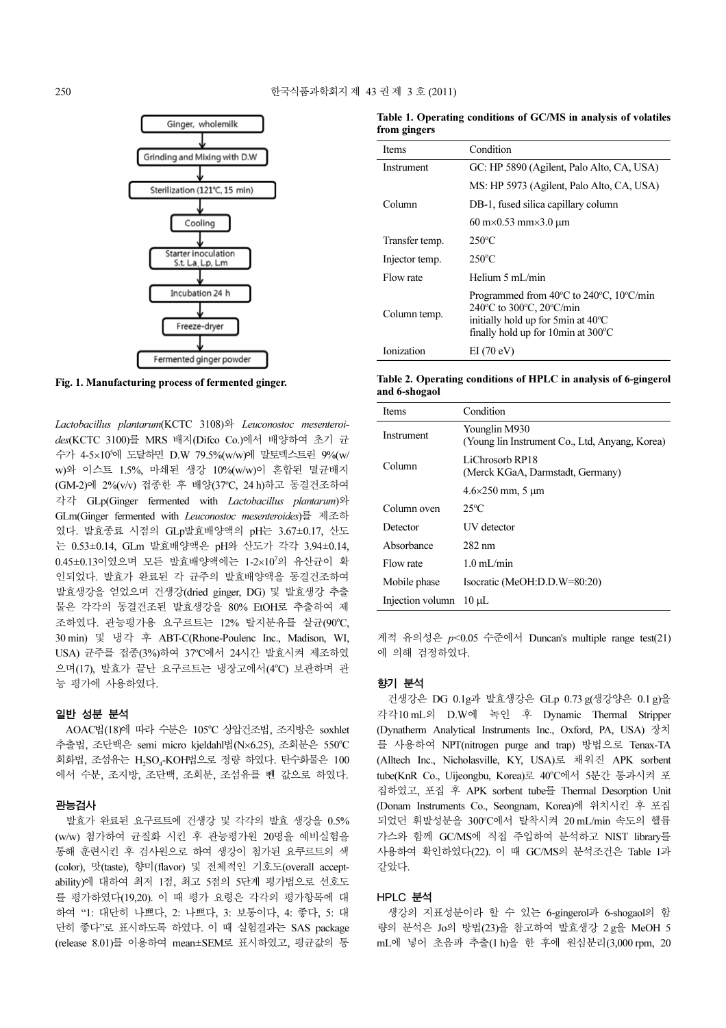Ginger, wholemilk
↓
Grinding and Mixing with D.W
↓
Sterilization (121℃, 15 min)
↓
Cooling
↓
Starter inoculation
S.t, La, Lp, Lm
↓
Incubation 24 h
↓
Freeze-dryer
↓
Fermented ginger powder

**Fig. 1. Manufacturing process of fermented ginger.**

*Lactobacillus plantarum*(KCTC 3108)와 *Leuconostoc mesenteroides*(KCTC 3100)를 MRS 배지(Difco Co.)에서 배양하여 초기 균수가 4-5×$10^6$에 도달하면 D.W 79.5%(w/w)에 말토덱스트린 9%(w/w)와 이스트 1.5%, 마쇄된 생강 10%(w/w)이 혼합된 멸균배지(GM-2)에 2%(v/v) 접종한 후 배양(37℃, 24 h)하고 동결건조하여 각각 GLp(Ginger fermented with *Lactobacillus plantarum*)와 GLm(Ginger fermented with *Leuconostoc mesenteroides*)를 제조하였다. 발효종료 시점의 GLp발효배양액의 pH는 3.67±0.17, 산도는 0.53±0.14, GLm 발효배양액은 pH와 산도가 각각 3.94±0.14, 0.45±0.13이었으며 모든 발효배양액에는 1-2×$10^7$의 유산균이 확인되었다. 발효가 완료된 각 균주의 발효배양액을 동결건조하여 발효생강을 얻었으며 건생강(dried ginger, DG) 및 발효생강 추출물은 각각의 동결건조된 발효생강을 80% EtOH로 추출하여 제조하였다. 관능평가용 요구르트는 12% 탈지분유를 살균(90℃, 30 min) 및 냉각 후 ABT-C(Rhone-Poulenc Inc., Madison, WI, USA) 균주를 접종(3%)하여 37℃에서 24시간 발효시켜 제조하였으며(17), 발효가 끝난 요구르트는 냉장고에서(4℃) 보관하며 관능 평가에 사용하였다.

## 일반 성분 분석

AOAC법(18)에 따라 수분은 105℃ 상압건조법, 조지방은 soxhlet 추출법, 조단백은 semi micro kjeldahl법(N×6.25), 조회분은 550℃ 회화법, 조섬유는 $H_2SO_4$-KOH법으로 정량 하였다. 탄수화물은 100에서 수분, 조지방, 조단백, 조회분, 조섬유를 뺀 값으로 하였다.

## 관능검사

발효가 완료된 요구르트에 건생강 및 각각의 발효 생강을 0.5%(w/w) 첨가하여 균질화 시킨 후 관능평가원 20명을 예비실험을 통해 훈련시킨 후 검사원으로 하여 생강이 첨가된 요구르트의 색(color), 맛(taste), 향미(flavor) 및 전체적인 기호도(overall acceptability)에 대하여 최저 1점, 최고 5점의 5단계 평가법으로 선호도를 평가하였다(19,20). 이 때 평가 요령은 각각의 평가항목에 대하여 "1: 대단히 나쁘다, 2: 나쁘다, 3: 보통이다, 4: 좋다, 5: 대단히 좋다"로 표시하도록 하였다. 이 때 실험결과는 SAS package (release 8.01)를 이용하여 mean±SEM로 표시하였고, 평균값의 통계적 유의성은 $p$<0.05 수준에서 Duncan's multiple range test(21)에 의해 검정하였다.

**Table 1. Operating conditions of GC/MS in analysis of volatiles from gingers**

| Items | Condition |
|---|---|
| Instrument | GC: HP 5890 (Agilent, Palo Alto, CA, USA) |
| | MS: HP 5973 (Agilent, Palo Alto, CA, USA) |
| Column | DB-1, fused silica capillary column |
| | 60 m×0.53 mm×3.0 μm |
| Transfer temp. | 250℃ |
| Injector temp. | 250℃ |
| Flow rate | Helium 5 mL/min |
| Column temp. | Programmed from 40℃ to 240℃, 10℃/min<br>240℃ to 300℃, 20℃/min<br>initially hold up for 5min at 40℃<br>finally hold up for 10min at 300℃ |
| Ionization | EI (70 eV) |

**Table 2. Operating conditions of HPLC in analysis of 6-gingerol and 6-shogaol**

| Items | Condition |
|---|---|
| Instrument | Younglin M930 (Younglin Instrument Co., Ltd, Anyang, Korea) |
| Column | LiChrosorb RP18 (Merck KGaA, Darmstadt, Germany) |
| | 4.6×250 mm, 5 μm |
| Column oven | 25℃ |
| Detector | UV detector |
| Absorbance | 282 nm |
| Flow rate | 1.0 mL/min |
| Mobile phase | Isocratic (MeOH:D.D.W=80:20) |
| Injection volumn | 10 μL |

## 향기 분석

건생강은 DG 0.1g과 발효생강은 GLp 0.73 g(생강양은 0.1 g)을 각각10 mL의 D.W에 녹인 후 Dynamic Thermal Stripper (Dynatherm Analytical Instruments Inc., Oxford, PA, USA) 장치를 사용하여 NPT(nitrogen purge and trap) 방법으로 Tenax-TA (Alltech Inc., Nicholasville, KY, USA)로 채워진 APK sorbent tube(KnR Co., Uijeongbu, Korea)로 40℃에서 5분간 통과시켜 포집하였고, 포집 후 APK sorbent tube를 Thermal Desorption Unit (Donam Instruments Co., Seongnam, Korea)에 위치시킨 후 포집되었던 휘발성분을 300℃에서 탈착시켜 20 mL/min 속도의 헬륨 가스와 함께 GC/MS에 직접 주입하여 분석하고 NIST library를 사용하여 확인하였다(22). 이 때 GC/MS의 분석조건은 Table 1과 같았다.

## HPLC 분석

생강의 지표성분이라 할 수 있는 6-gingerol과 6-shogaol의 함량의 분석은 Jo의 방법(23)을 참고하여 발효생강 2 g을 MeOH 5 mL에 넣어 초음파 추출(1 h)을 한 후에 원심분리(3,000 rpm, 20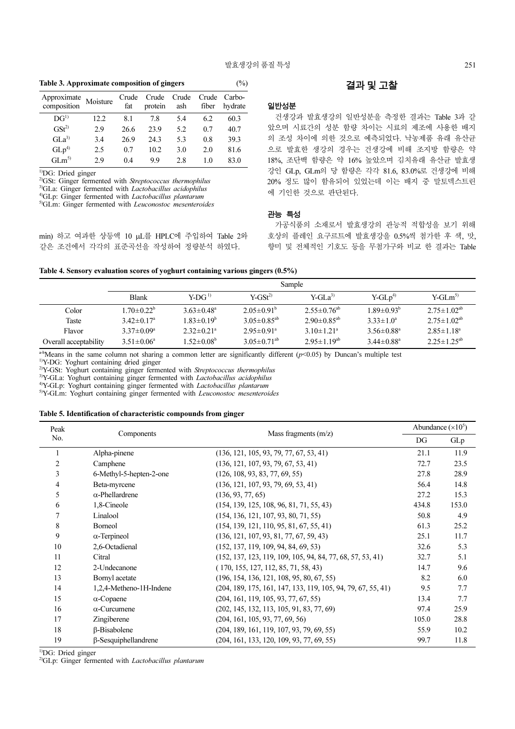**Table 3. Approximate composition of gingers** (%)

| Approximate composition | Moisture | Crude fat | Crude protein | Crude ash | Crude fiber | Carbo-hydrate |
|---|---|---|---|---|---|---|
| DG[1)] | 12.2 | 8.1 | 7.8 | 5.4 | 6.2 | 60.3 |
| GSt[2)] | 2.9 | 26.6 | 23.9 | 5.2 | 0.7 | 40.7 |
| GLa[3)] | 3.4 | 26.9 | 24.3 | 5.3 | 0.8 | 39.3 |
| GLp[4)] | 2.5 | 0.7 | 10.2 | 3.0 | 2.0 | 81.6 |
| GLm[5)] | 2.9 | 0.4 | 9.9 | 2.8 | 1.0 | 83.0 |

[1)]DG: Dried ginger
[2)]GSt: Ginger fermented with *Streptococcus thermophilus*
[3)]GLa: Ginger fermented with *Lactobacillus acidophilus*
[4)]GLp: Ginger fermented with *Lactobacillus plantarum*
[5)]GLm: Ginger fermented with *Leuconostoc mesenteroides*

min) 하고 여과한 상등액 10 μL를 HPLC에 주입하여 Table 2와 같은 조건에서 각각의 표준곡선을 작성하여 정량분석 하였다.

## 결과 및 고찰

### 일반성분

건생강과 발효생강의 일반성분을 측정한 결과는 Table 3과 같았으며 시료간의 성분 함량 차이는 시료의 제조에 사용한 배지의 조성 차이에 의한 것으로 예측되었다. 낙농제품 유래 유산균으로 발효한 생강의 경우는 건생강에 비해 조지방 함량은 약 18%, 조단백 함량은 약 16% 높았으며 김치유래 유산균 발효생강인 GLp, GLm의 당 함량은 각각 81.6, 83.0%로 건생강에 비해 20% 정도 많이 함유되어 있었는데 이는 배지 중 말토덱스트린에 기인한 것으로 판단된다.

### 관능 특성

가공식품의 소재로서 발효생강의 관능적 적합성을 보기 위해 호상의 플레인 요구르트에 발효생강을 0.5%씩 첨가한 후 색, 맛, 향미 및 전체적인 기호도 등을 무첨가구와 비교 한 결과는 Table

**Table 4. Sensory evaluation scores of yoghurt containing various gingers (0.5%)**

| | Sample | | | | | |
|---|---|---|---|---|---|---|
| | Blank | Y-DG[1)] | Y-GSt[2)] | Y-GLa[3)] | Y-GLp[4)] | Y-GLm[5)] |
| Color | 1.70±0.22[b] | 3.63±0.48[a] | 2.05±0.91[b] | 2.55±0.76[ab] | 1.89±0.93[b] | 2.75±1.02[ab] |
| Taste | 3.42±0.17[a] | 1.83±0.19[b] | 3.05±0.85[ab] | 2.90±0.85[ab] | 3.33±1.0[a] | 2.75±1.02[ab] |
| Flavor | 3.37±0.09[a] | 2.32±0.21[a] | 2.95±0.91[a] | 3.10±1.21[a] | 3.56±0.88[a] | 2.85±1.18[a] |
| Overall acceptability | 3.51±0.06[a] | 1.52±0.08[b] | 3.05±0.71[ab] | 2.95±1.19[ab] | 3.44±0.88[a] | 2.25±1.25[ab] |

[a-b]Means in the same column not sharing a common letter are significantly different ($p$<0.05) by Duncan's multiple test
[1)]Y-DG: Yoghurt containing dried ginger
[2)]Y-GSt: Yoghurt containing ginger fermented with *Streptococcus thermophilus*
[3)]Y-GLa: Yoghurt containing ginger fermented with *Lactobacillus acidophilus*
[4)]Y-GLp: Yoghurt containing ginger fermented with *Lactobacillus plantarum*
[5)]Y-GLm: Yoghurt containing ginger fermented with *Leuconostoc mesenteroides*

**Table 5. Identification of characteristic compounds from ginger**

| Peak No. | Components | Mass fragments (m/z) | Abundance ($\times 10^5$) | |
|---|---|---|---|---|
| | | | DG | GLp |
| 1 | Alpha-pinene | (136, 121, 105, 93, 79, 77, 67, 53, 41) | 21.1 | 11.9 |
| 2 | Camphene | (136, 121, 107, 93, 79, 67, 53, 41) | 72.7 | 23.5 |
| 3 | 6-Methyl-5-hepten-2-one | (126, 108, 93, 83, 77, 69, 55) | 27.8 | 28.9 |
| 4 | Beta-myrcene | (136, 121, 107, 93, 79, 69, 53, 41) | 56.4 | 14.8 |
| 5 | α-Phellardrene | (136, 93, 77, 65) | 27.2 | 15.3 |
| 6 | 1,8-Cineole | (154, 139, 125, 108, 96, 81, 71, 55, 43) | 434.8 | 153.0 |
| 7 | Linalool | (154, 136, 121, 107, 93, 80, 71, 55) | 50.8 | 4.9 |
| 8 | Borneol | (154, 139, 121, 110, 95, 81, 67, 55, 41) | 61.3 | 25.2 |
| 9 | α-Terpineol | (136, 121, 107, 93, 81, 77, 67, 59, 43) | 25.1 | 11.7 |
| 10 | 2,6-Octadienal | (152, 137, 119, 109, 94, 84, 69, 53) | 32.6 | 5.3 |
| 11 | Citral | (152, 137, 123, 119, 109, 105, 94, 84, 77, 68, 57, 53, 41) | 32.7 | 5.1 |
| 12 | 2-Undecanone | ( 170, 155, 127, 112, 85, 71, 58, 43) | 14.7 | 9.6 |
| 13 | Bornyl acetate | (196, 154, 136, 121, 108, 95, 80, 67, 55) | 8.2 | 6.0 |
| 14 | 1,2,4-Metheno-1H-Indene | (204, 189, 175, 161, 147, 133, 119, 105, 94, 79, 67, 55, 41) | 9.5 | 7.7 |
| 15 | α-Copaene | (204, 161, 119, 105, 93, 77, 67, 55) | 13.4 | 7.7 |
| 16 | α-Curcumene | (202, 145, 132, 113, 105, 91, 83, 77, 69) | 97.4 | 25.9 |
| 17 | Zingiberene | (204, 161, 105, 93, 77, 69, 56) | 105.0 | 28.8 |
| 18 | β-Bisabolene | (204, 189, 161, 119, 107, 93, 79, 69, 55) | 55.9 | 10.2 |
| 19 | β-Sesquiphellandrene | (204, 161, 133, 120, 109, 93, 77, 69, 55) | 99.7 | 11.8 |

[1)]DG: Dried ginger
[2)]GLp: Ginger fermented with *Lactobacillus plantarum*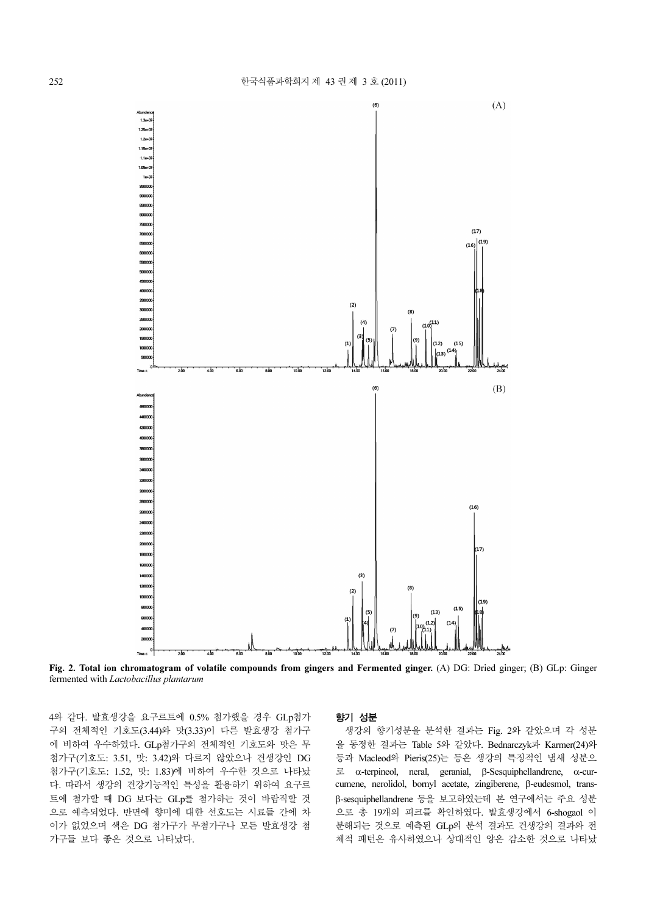Fig. 2. Total ion chromatogram of volatile compounds from gingers and Fermented ginger. (A) DG: Dried ginger; (B) GLp: Ginger fermented with *Lactobacillus plantarum*

4와 같다. 발효생강을 요구르트에 0.5% 첨가했을 경우 GLp첨가구의 전체적인 기호도(3.44)와 맛(3.33)이 다른 발효생강 첨가구에 비하여 우수하였다. GLp첨가구의 전체적인 기호도와 맛은 무첨가구(기호도: 3.51, 맛: 3.42)와 다르지 않았으나 건생강인 DG 첨가구(기호도: 1.52, 맛: 1.83)에 비하여 우수한 것으로 나타났다. 따라서 생강의 건강기능적인 특성을 활용하기 위하여 요구르트에 첨가할 때 DG 보다는 GLp를 첨가하는 것이 바람직할 것으로 예측되었다. 반면에 향미에 대한 선호도는 시료들 간에 차이가 없었으며 색은 DG 첨가구가 무첨가구나 모든 발효생강 첨가구들 보다 좋은 것으로 나타났다.

**향기 성분**

생강의 향기성분을 분석한 결과는 Fig. 2와 같았으며 각 성분을 동정한 결과는 Table 5와 같았다. Bednarczyk과 Karmer(24)와 등과 Macleod와 Pieris(25)는 등은 생강의 특징적인 냄새 성분으로 α-terpineol, neral, geranial, β-Sesquiphellandrene, α-curcumene, nerolidol, bornyl acetate, zingiberene, β-eudesmol, trans-β-sesquiphellandrene 등을 보고하였는데 본 연구에서는 주요 성분으로 총 19개의 피크를 확인하였다. 발효생강에서 6-shogaol 이 분해되는 것으로 예측된 GLp의 분석 결과도 건생강의 결과와 전체적 패턴은 유사하였으나 상대적인 양은 감소한 것으로 나타났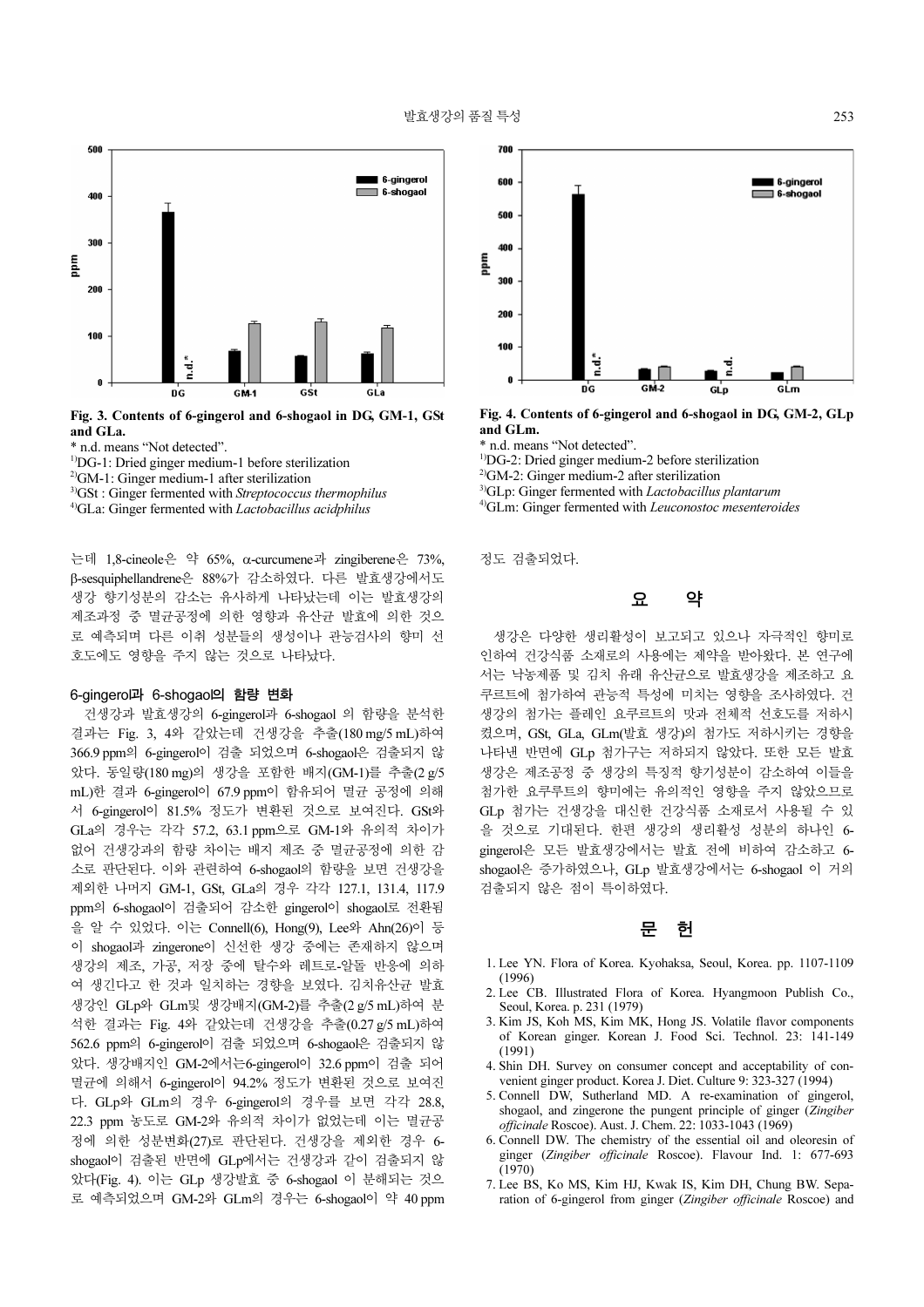Fig. 3. Contents of 6-gingerol and 6-shogaol in DG, GM-1, GSt and GLa.

\* n.d. means "Not detected".

[1)]DG-1: Dried ginger medium-1 before sterilization

[2)]GM-1: Ginger medium-1 after sterilization

[3)]GSt : Ginger fermented with *Streptococcus thermophilus*

[4)]GLa: Ginger fermented with *Lactobacillus acidphilus*

Fig. 4. Contents of 6-gingerol and 6-shogaol in DG, GM-2, GLp and GLm.

\* n.d. means "Not detected".

[1)]DG-2: Dried ginger medium-2 before sterilization

[2)]GM-2: Ginger medium-2 after sterilization

[3)]GLp: Ginger fermented with *Lactobacillus plantarum*

[4)]GLm: Ginger fermented with *Leuconostoc mesenteroides*

는데 1,8-cineole은 약 65%, α-curcumene과 zingiberene은 73%, β-sesquiphellandrene은 88%가 감소하였다. 다른 발효생강에서도 생강 향기성분의 감소는 유사하게 나타났는데 이는 발효생강의 제조과정 중 멸균공정에 의한 영향과 유산균 발효에 의한 것으로 예측되며 다른 이취 성분들의 생성이나 관능검사의 향미 선호도에도 영향을 주지 않는 것으로 나타났다.

### 6-gingerol과 6-shogaol의 함량 변화

건생강과 발효생강의 6-gingerol과 6-shogaol 의 함량을 분석한 결과는 Fig. 3, 4와 같았는데 건생강을 추출(180 mg/5 mL)하여 366.9 ppm의 6-gingerol이 검출 되었으며 6-shogaol은 검출되지 않았다. 동일량(180 mg)의 생강을 포함한 배지(GM-1)를 추출(2 g/5 mL)한 결과 6-gingerol이 67.9 ppm이 함유되어 멸균 공정에 의해서 6-gingerol이 81.5% 정도가 변환된 것으로 보여진다. GSt와 GLa의 경우는 각각 57.2, 63.1 ppm으로 GM-1와 유의적 차이가 없어 건생강과의 함량 차이는 배지 제조 중 멸균공정에 의한 감소로 판단된다. 이와 관련하여 6-shogaol의 함량을 보면 건생강을 제외한 나머지 GM-1, GSt, GLa의 경우 각각 127.1, 131.4, 117.9 ppm의 6-shogaol이 검출되어 감소한 gingerol이 shogaol로 전환됨을 알 수 있었다. 이는 Connell(6), Hong(9), Lee와 Ahn(26)이 등이 shogaol과 zingerone이 신선한 생강 중에는 존재하지 않으며 생강의 제조, 가공, 저장 중에 탈수와 레트로-알돌 반응에 의하여 생긴다고 한 것과 일치하는 경향을 보였다. 김치유산균 발효생강인 GLp와 GLm및 생강배지(GM-2)를 추출(2 g/5 mL)하여 분석한 결과는 Fig. 4와 같았는데 건생강을 추출(0.27 g/5 mL)하여 562.6 ppm의 6-gingerol이 검출 되었으며 6-shogaol은 검출되지 않았다. 생강배지인 GM-2에서는6-gingerol이 32.6 ppm이 검출 되어 멸균에 의해서 6-gingerol이 94.2% 정도가 변환된 것으로 보여진다. GLp와 GLm의 경우 6-gingerol의 경우를 보면 각각 28.8, 22.3 ppm 농도로 GM-2와 유의적 차이가 없었는데 이는 멸균공정에 의한 성분변화(27)로 판단된다. 건생강을 제외한 경우 6-shogaol이 검출된 반면에 GLp에서는 건생강과 같이 검출되지 않았다(Fig. 4). 이는 GLp 생강발효 중 6-shogaol 이 분해되는 것으로 예측되었으며 GM-2와 GLm의 경우는 6-shogaol이 약 40 ppm 정도 검출되었다.

## 요 약

생강은 다양한 생리활성이 보고되고 있으나 자극적인 향미로 인하여 건강식품 소재로의 사용에는 제약을 받아왔다. 본 연구에서는 낙농제품 및 김치 유래 유산균으로 발효생강을 제조하고 요쿠르트에 첨가하여 관능적 특성에 미치는 영향을 조사하였다. 건생강의 첨가는 플레인 요쿠르트의 맛과 전체적 선호도를 저하시켰으며, GSt, GLa, GLm(발효 생강)의 첨가도 저하시키는 경향을 나타낸 반면에 GLp 첨가구는 저하되지 않았다. 또한 모든 발효생강은 제조공정 중 생강의 특징적 향기성분이 감소하여 이들을 첨가한 요쿠르트의 향미에는 유의적인 영향을 주지 않았으므로 GLp 첨가는 건생강을 대신한 건강식품 소재로서 사용될 수 있을 것으로 기대된다. 한편 생강의 생리활성 성분의 하나인 6-gingerol은 모든 발효생강에서는 발효 전에 비하여 감소하고 6-shogaol은 증가하였으나, GLp 발효생강에서는 6-shogaol 이 거의 검출되지 않은 점이 특이하였다.

## 문 헌

1. Lee YN. Flora of Korea. Kyohaksa, Seoul, Korea. pp. 1107-1109 (1996)
2. Lee CB. Illustrated Flora of Korea. Hyangmoon Publish Co., Seoul, Korea. p. 231 (1979)
3. Kim JS, Koh MS, Kim MK, Hong JS. Volatile flavor components of Korean ginger. Korean J. Food Sci. Technol. 23: 141-149 (1991)
4. Shin DH. Survey on consumer concept and acceptability of convenient ginger product. Korea J. Diet. Culture 9: 323-327 (1994)
5. Connell DW, Sutherland MD. A re-examination of gingerol, shogaol, and zingerone the pungent principle of ginger (*Zingiber officinale* Roscoe). Aust. J. Chem. 22: 1033-1043 (1969)
6. Connell DW. The chemistry of the essential oil and oleoresin of ginger (*Zingiber officinale* Roscoe). Flavour Ind. 1: 677-693 (1970)
7. Lee BS, Ko MS, Kim HJ, Kwak IS, Kim DH, Chung BW. Separation of 6-gingerol from ginger (*Zingiber officinale* Roscoe) and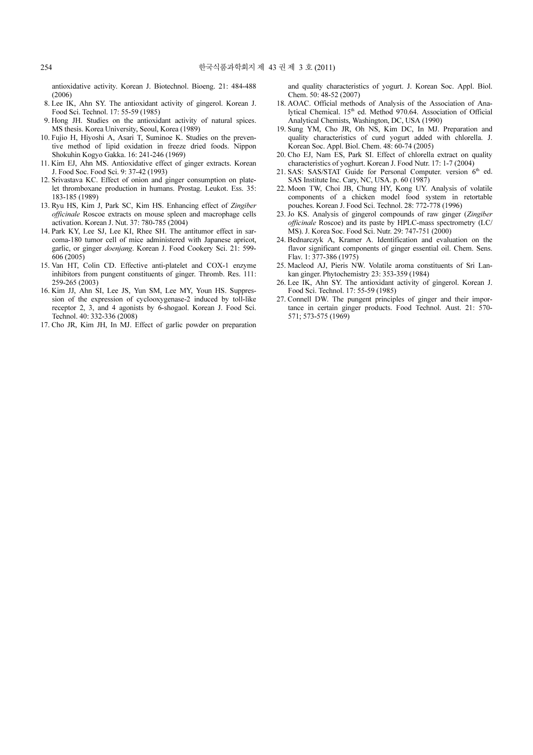antioxidative activity. Korean J. Biotechnol. Bioeng. 21: 484-488 (2006)

8. Lee IK, Ahn SY. The antioxidant activity of gingerol. Korean J. Food Sci. Technol. 17: 55-59 (1985)
9. Hong JH. Studies on the antioxidant activity of natural spices. MS thesis. Korea University, Seoul, Korea (1989)
10. Fujio H, Hiyoshi A, Asari T, Suminoe K. Studies on the preventive method of lipid oxidation in freeze dried foods. Nippon Shokuhin Kogyo Gakka. 16: 241-246 (1969)
11. Kim EJ, Ahn MS. Antioxidative effect of ginger extracts. Korean J. Food Soc. Food Sci. 9: 37-42 (1993)
12. Srivastava KC. Effect of onion and ginger consumption on platelet thromboxane production in humans. Prostag. Leukot. Ess. 35: 183-185 (1989)
13. Ryu HS, Kim J, Park SC, Kim HS. Enhancing effect of *Zingiber officinale* Roscoe extracts on mouse spleen and macrophage cells activation. Korean J. Nut. 37: 780-785 (2004)
14. Park KY, Lee SJ, Lee KI, Rhee SH. The antitumor effect in sarcoma-180 tumor cell of mice administered with Japanese apricot, garlic, or ginger *doenjang*. Korean J. Food Cookery Sci. 21: 599-606 (2005)
15. Van HT, Colin CD. Effective anti-platelet and COX-1 enzyme inhibitors from pungent constituents of ginger. Thromb. Res. 111: 259-265 (2003)
16. Kim JJ, Ahn SI, Lee JS, Yun SM, Lee MY, Youn HS. Suppression of the expression of cyclooxygenase-2 induced by toll-like receptor 2, 3, and 4 agonists by 6-shogaol. Korean J. Food Sci. Technol. 40: 332-336 (2008)
17. Cho JR, Kim JH, In MJ. Effect of garlic powder on preparation and quality characteristics of yogurt. J. Korean Soc. Appl. Biol. Chem. 50: 48-52 (2007)
18. AOAC. Official methods of Analysis of the Association of Analytical Chemical. 15th ed. Method 970.64. Association of Official Analytical Chemists, Washington, DC, USA (1990)
19. Sung YM, Cho JR, Oh NS, Kim DC, In MJ. Preparation and quality characteristics of curd yogurt added with chlorella. J. Korean Soc. Appl. Biol. Chem. 48: 60-74 (2005)
20. Cho EJ, Nam ES, Park SI. Effect of chlorella extract on quality characteristics of yoghurt. Korean J. Food Nutr. 17: 1-7 (2004)
21. SAS: SAS/STAT Guide for Personal Computer. version 6th ed. SAS Institute Inc. Cary, NC, USA. p. 60 (1987)
22. Moon TW, Choi JB, Chung HY, Kong UY. Analysis of volatile components of a chicken model food system in retortable pouches. Korean J. Food Sci. Technol. 28: 772-778 (1996)
23. Jo KS. Analysis of gingerol compounds of raw ginger (*Zingiber officinale* Roscoe) and its paste by HPLC-mass spectrometry (LC/MS). J. Korea Soc. Food Sci. Nutr. 29: 747-751 (2000)
24. Bednarczyk A, Kramer A. Identification and evaluation on the flavor significant components of ginger essential oil. Chem. Sens. Flav. 1: 377-386 (1975)
25. Macleod AJ, Pieris NW. Volatile aroma constituents of Sri Lankan ginger. Phytochemistry 23: 353-359 (1984)
26. Lee IK, Ahn SY. The antioxidant activity of gingerol. Korean J. Food Sci. Technol. 17: 55-59 (1985)
27. Connell DW. The pungent principles of ginger and their importance in certain ginger products. Food Technol. Aust. 21: 570-571; 573-575 (1969)